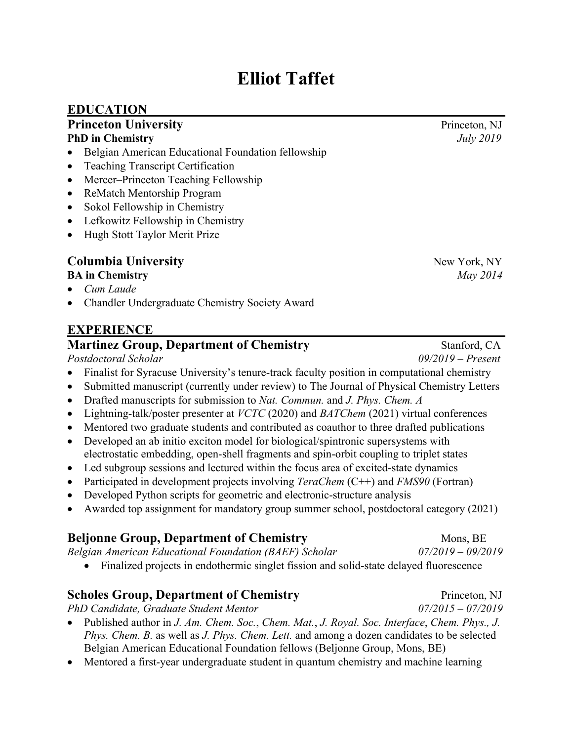# Elliot Taffet

## EDUCATION

### Princeton University — Princeton, NJ

**PhD in Chemistry** — *July 2019*

- Belgian American Educational Foundation fellowship
- Teaching Transcript Certification
- Mercer–Princeton Teaching Fellowship
- ReMatch Mentorship Program
- Sokol Fellowship in Chemistry
- Lefkowitz Fellowship in Chemistry
- Hugh Stott Taylor Merit Prize

### Columbia University — New York, NY

**BA in Chemistry** — *May 2014*

- *Cum Laude*
- Chandler Undergraduate Chemistry Society Award

## EXPERIENCE

### Martinez Group, Department of Chemistry — Stanford, CA

*Postdoctoral Scholar* — *09/2019 – Present*

- Finalist for Syracuse University's tenure-track faculty position in computational chemistry
- Submitted manuscript (currently under review) to The Journal of Physical Chemistry Letters
- Drafted manuscripts for submission to *Nat. Commun.* and *J. Phys. Chem. A*
- Lightning-talk/poster presenter at *VCTC* (2020) and *BATChem* (2021) virtual conferences
- Mentored two graduate students and contributed as coauthor to three drafted publications
- Developed an ab initio exciton model for biological/spintronic supersystems with electrostatic embedding, open-shell fragments and spin-orbit coupling to triplet states
- Led subgroup sessions and lectured within the focus area of excited-state dynamics
- Participated in development projects involving *TeraChem* (C++) and *FMS90* (Fortran)
- Developed Python scripts for geometric and electronic-structure analysis
- Awarded top assignment for mandatory group summer school, postdoctoral category (2021)

### Beljonne Group, Department of Chemistry — Mons, BE

*Belgian American Educational Foundation (BAEF) Scholar* — *07/2019 – 09/2019*

- Finalized projects in endothermic singlet fission and solid-state delayed fluorescence

### Scholes Group, Department of Chemistry — Princeton, NJ

*PhD Candidate, Graduate Student Mentor* — *07/2015 – 07/2019*

- Published author in *J. Am. Chem. Soc.*, *Chem. Mat.*, *J. Royal. Soc. Interface*, *Chem. Phys., J. Phys. Chem. B.* as well as *J. Phys. Chem. Lett.* and among a dozen candidates to be selected Belgian American Educational Foundation fellows (Beljonne Group, Mons, BE)
- Mentored a first-year undergraduate student in quantum chemistry and machine learning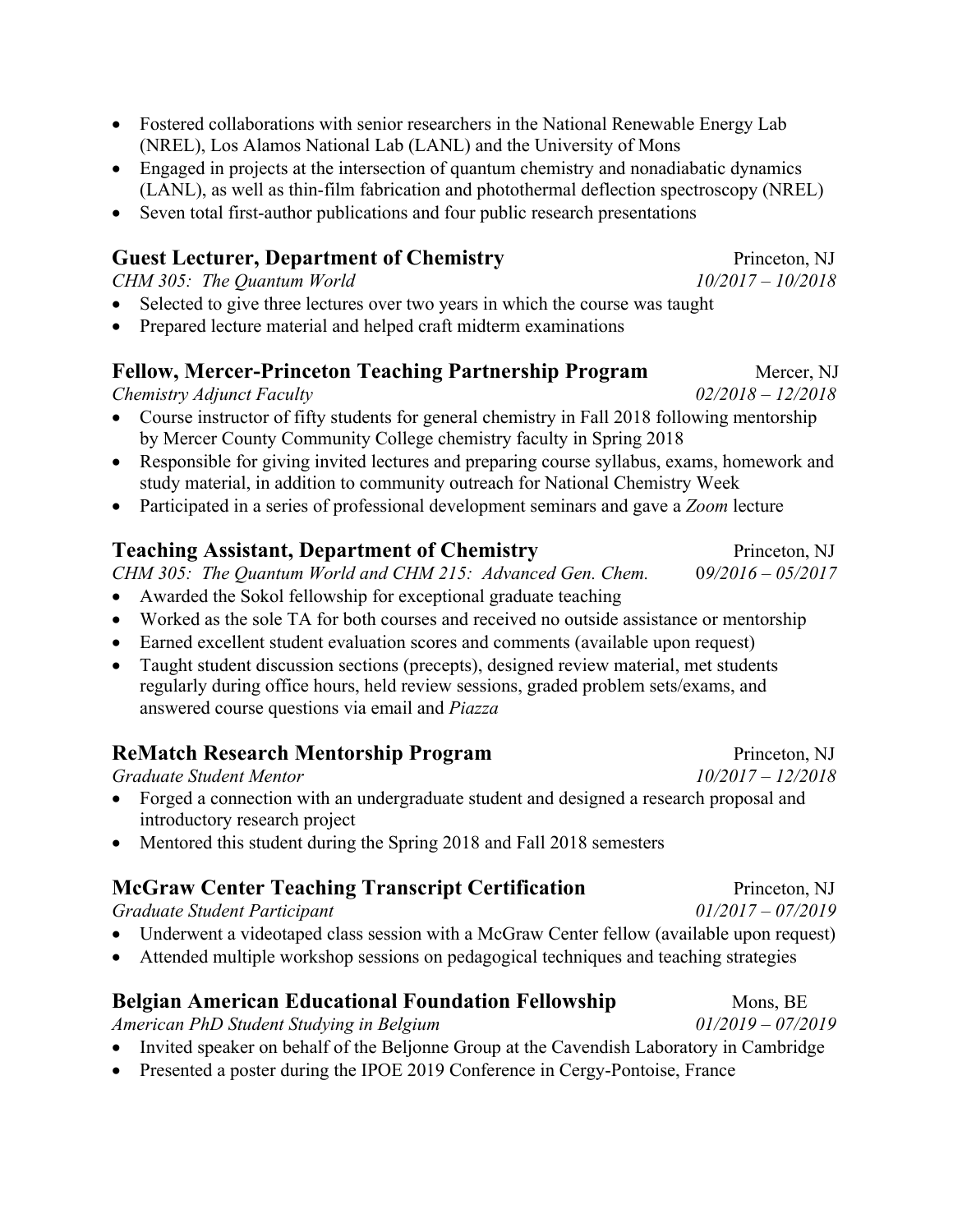- Fostered collaborations with senior researchers in the National Renewable Energy Lab (NREL), Los Alamos National Lab (LANL) and the University of Mons
- Engaged in projects at the intersection of quantum chemistry and nonadiabatic dynamics (LANL), as well as thin-film fabrication and photothermal deflection spectroscopy (NREL)
- Seven total first-author publications and four public research presentations

### Guest Lecturer, Department of Chemistry — Princeton, NJ

*CHM 305: The Quantum World* — *10/2017 – 10/2018*

- Selected to give three lectures over two years in which the course was taught
- Prepared lecture material and helped craft midterm examinations

### Fellow, Mercer-Princeton Teaching Partnership Program — Mercer, NJ

*Chemistry Adjunct Faculty* — *02/2018 – 12/2018*

- Course instructor of fifty students for general chemistry in Fall 2018 following mentorship by Mercer County Community College chemistry faculty in Spring 2018
- Responsible for giving invited lectures and preparing course syllabus, exams, homework and study material, in addition to community outreach for National Chemistry Week
- Participated in a series of professional development seminars and gave a *Zoom* lecture

### Teaching Assistant, Department of Chemistry — Princeton, NJ

*CHM 305: The Quantum World and CHM 215: Advanced Gen. Chem.* — *09/2016 – 05/2017*

- Awarded the Sokol fellowship for exceptional graduate teaching
- Worked as the sole TA for both courses and received no outside assistance or mentorship
- Earned excellent student evaluation scores and comments (available upon request)
- Taught student discussion sections (precepts), designed review material, met students regularly during office hours, held review sessions, graded problem sets/exams, and answered course questions via email and *Piazza*

### ReMatch Research Mentorship Program — Princeton, NJ

*Graduate Student Mentor* — *10/2017 – 12/2018*

- Forged a connection with an undergraduate student and designed a research proposal and introductory research project
- Mentored this student during the Spring 2018 and Fall 2018 semesters

### McGraw Center Teaching Transcript Certification — Princeton, NJ

*Graduate Student Participant* — *01/2017 – 07/2019*

- Underwent a videotaped class session with a McGraw Center fellow (available upon request)
- Attended multiple workshop sessions on pedagogical techniques and teaching strategies

### Belgian American Educational Foundation Fellowship — Mons, BE

*American PhD Student Studying in Belgium* — *01/2019 – 07/2019*

- Invited speaker on behalf of the Beljonne Group at the Cavendish Laboratory in Cambridge
- Presented a poster during the IPOE 2019 Conference in Cergy-Pontoise, France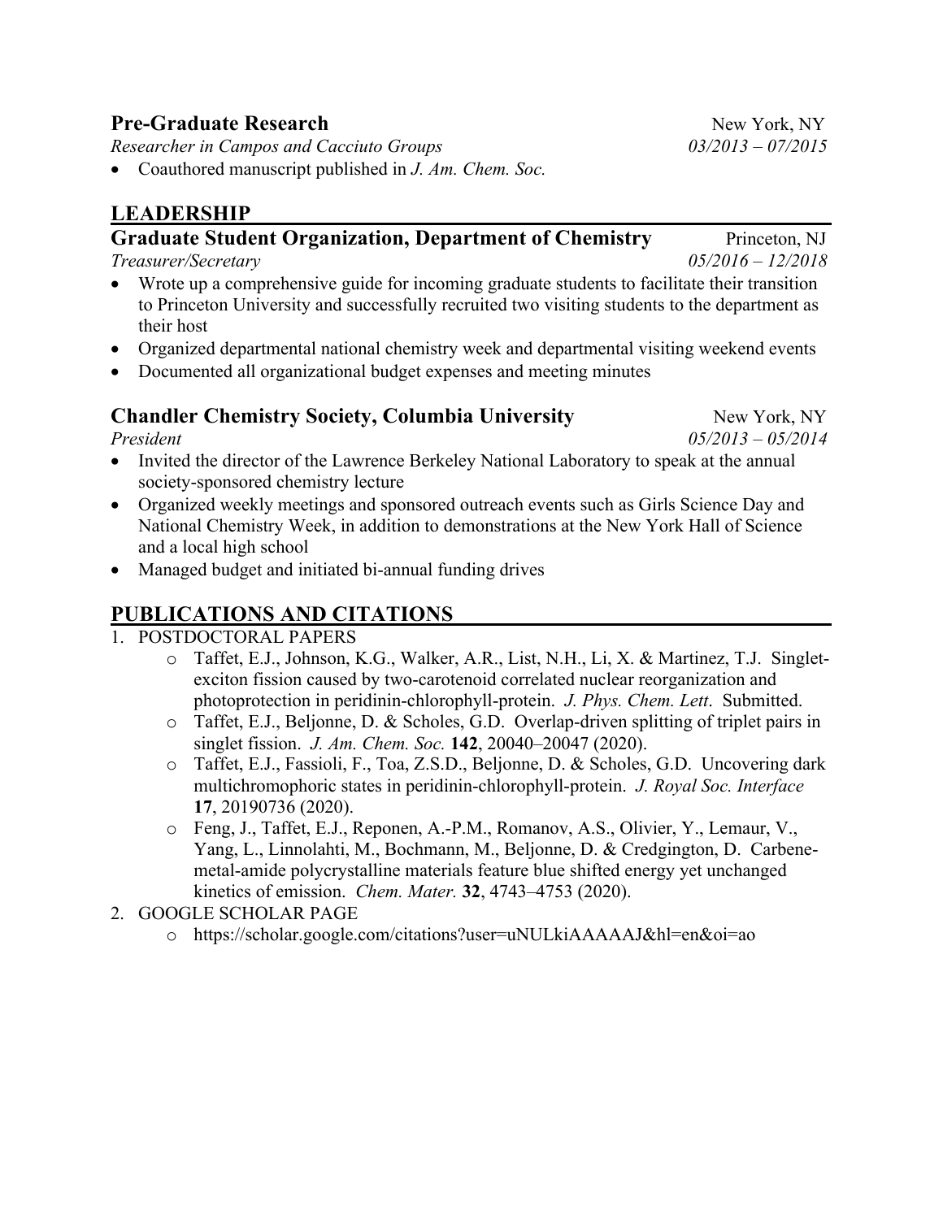### Pre-Graduate Research

New York, NY

*Researcher in Campos and Cacciuto Groups* — *03/2013 – 07/2015*

- Coauthored manuscript published in *J. Am. Chem. Soc.*

## LEADERSHIP

### Graduate Student Organization, Department of Chemistry

Princeton, NJ

*Treasurer/Secretary* — *05/2016 – 12/2018*

- Wrote up a comprehensive guide for incoming graduate students to facilitate their transition to Princeton University and successfully recruited two visiting students to the department as their host
- Organized departmental national chemistry week and departmental visiting weekend events
- Documented all organizational budget expenses and meeting minutes

### Chandler Chemistry Society, Columbia University

New York, NY

*President* — *05/2013 – 05/2014*

- Invited the director of the Lawrence Berkeley National Laboratory to speak at the annual society-sponsored chemistry lecture
- Organized weekly meetings and sponsored outreach events such as Girls Science Day and National Chemistry Week, in addition to demonstrations at the New York Hall of Science and a local high school
- Managed budget and initiated bi-annual funding drives

## PUBLICATIONS AND CITATIONS

1. POSTDOCTORAL PAPERS
    - Taffet, E.J., Johnson, K.G., Walker, A.R., List, N.H., Li, X. & Martinez, T.J. Singlet-exciton fission caused by two-carotenoid correlated nuclear reorganization and photoprotection in peridinin-chlorophyll-protein. *J. Phys. Chem. Lett*. Submitted.
    - Taffet, E.J., Beljonne, D. & Scholes, G.D. Overlap-driven splitting of triplet pairs in singlet fission. *J. Am. Chem. Soc.* **142**, 20040–20047 (2020).
    - Taffet, E.J., Fassioli, F., Toa, Z.S.D., Beljonne, D. & Scholes, G.D. Uncovering dark multichromophoric states in peridinin-chlorophyll-protein. *J. Royal Soc. Interface* **17**, 20190736 (2020).
    - Feng, J., Taffet, E.J., Reponen, A.-P.M., Romanov, A.S., Olivier, Y., Lemaur, V., Yang, L., Linnolahti, M., Bochmann, M., Beljonne, D. & Credgington, D. Carbene-metal-amide polycrystalline materials feature blue shifted energy yet unchanged kinetics of emission. *Chem. Mater.* **32**, 4743–4753 (2020).
2. GOOGLE SCHOLAR PAGE
    - https://scholar.google.com/citations?user=uNULkiAAAAAJ&hl=en&oi=ao